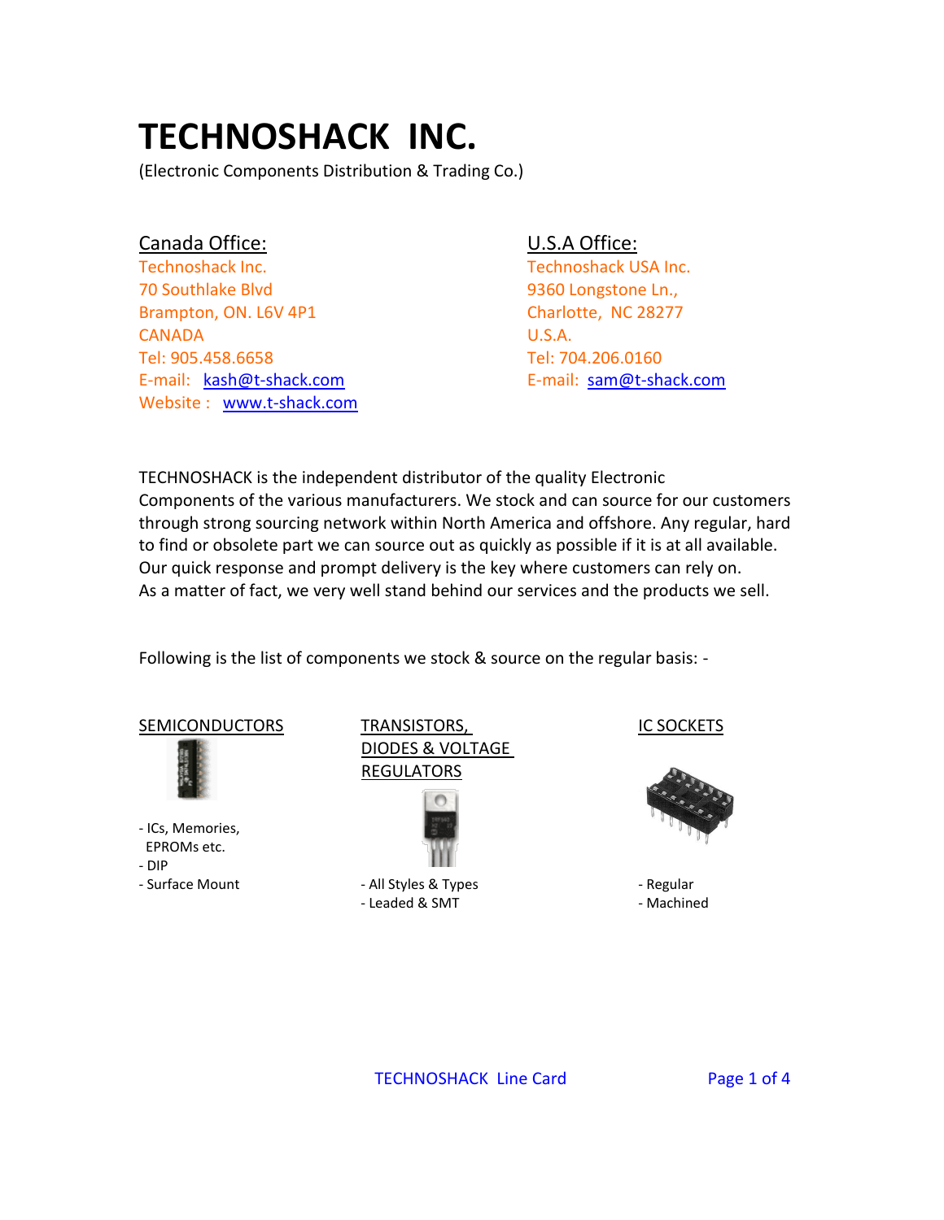# TECHNOSHACK INC.

(Electronic Components Distribution & Trading Co.)

**Canada Office:**

Technoshack Inc.
70 Southlake Blvd
Brampton, ON. L6V 4P1
CANADA
Tel: 905.458.6658
E-mail: kash@t-shack.com
Website : www.t-shack.com

**U.S.A Office:**

Technoshack USA Inc.
9360 Longstone Ln.,
Charlotte, NC 28277
U.S.A.
Tel: 704.206.0160
E-mail: sam@t-shack.com

TECHNOSHACK is the independent distributor of the quality Electronic Components of the various manufacturers. We stock and can source for our customers through strong sourcing network within North America and offshore. Any regular, hard to find or obsolete part we can source out as quickly as possible if it is at all available. Our quick response and prompt delivery is the key where customers can rely on. As a matter of fact, we very well stand behind our services and the products we sell.

Following is the list of components we stock & source on the regular basis: -

**SEMICONDUCTORS**

- ICs, Memories, EPROMs etc.
- DIP
- Surface Mount

**TRANSISTORS, DIODES & VOLTAGE REGULATORS**

- All Styles & Types
- Leaded & SMT

**IC SOCKETS**

- Regular
- Machined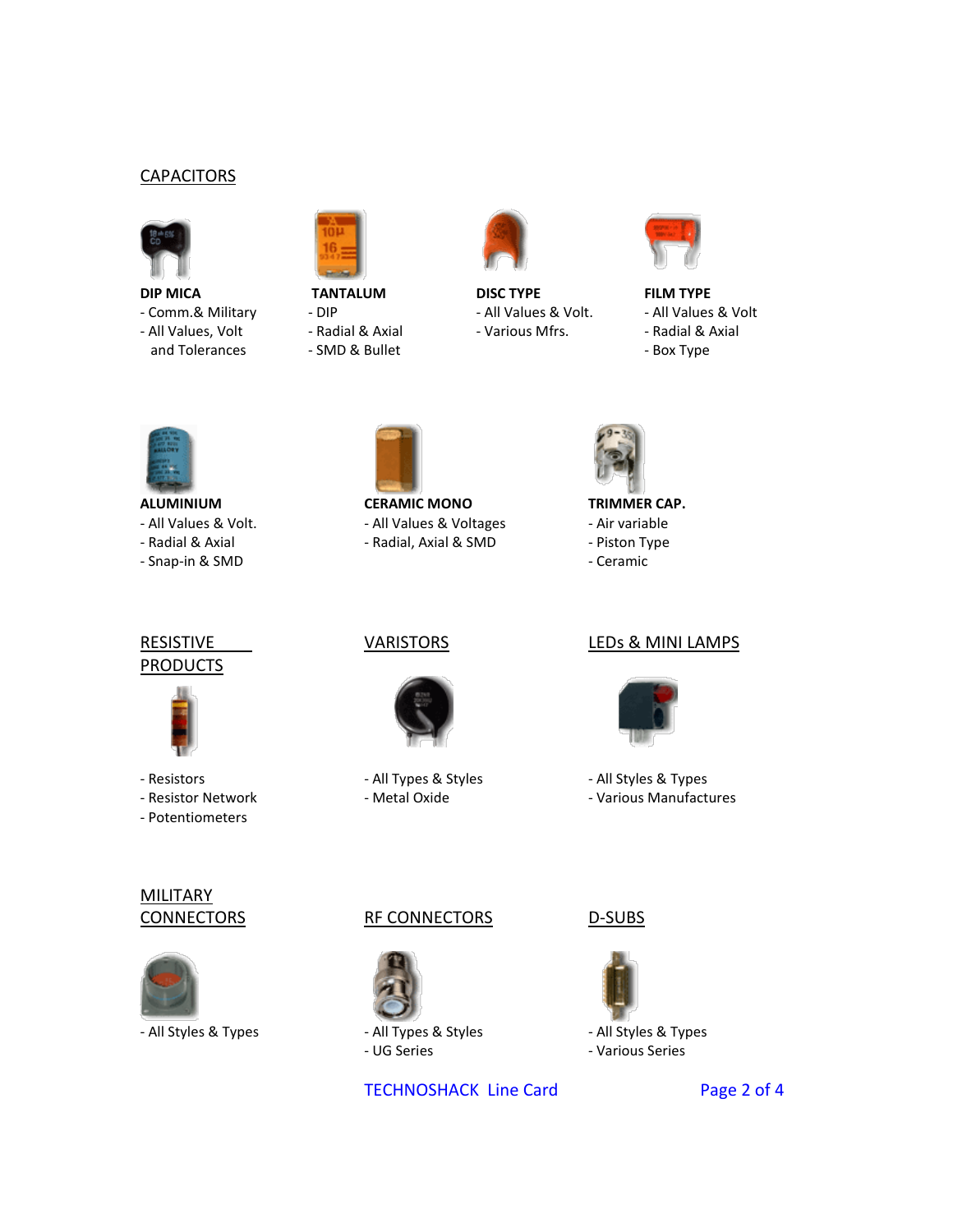## CAPACITORS

**DIP MICA**
- Comm.& Military
- All Values, Volt and Tolerances

**TANTALUM**
- DIP
- Radial & Axial
- SMD & Bullet

**DISC TYPE**
- All Values & Volt.
- Various Mfrs.

**FILM TYPE**
- All Values & Volt
- Radial & Axial
- Box Type

**ALUMINIUM**
- All Values & Volt.
- Radial & Axial
- Snap-in & SMD

**CERAMIC MONO**
- All Values & Voltages
- Radial, Axial & SMD

**TRIMMER CAP.**
- Air variable
- Piston Type
- Ceramic

## RESISTIVE PRODUCTS

- Resistors
- Resistor Network
- Potentiometers

## VARISTORS

- All Types & Styles
- Metal Oxide

## LEDs & MINI LAMPS

- All Styles & Types
- Various Manufactures

## MILITARY CONNECTORS

- All Styles & Types

## RF CONNECTORS

- All Types & Styles
- UG Series

## D-SUBS

- All Styles & Types
- Various Series

TECHNOSHACK Line Card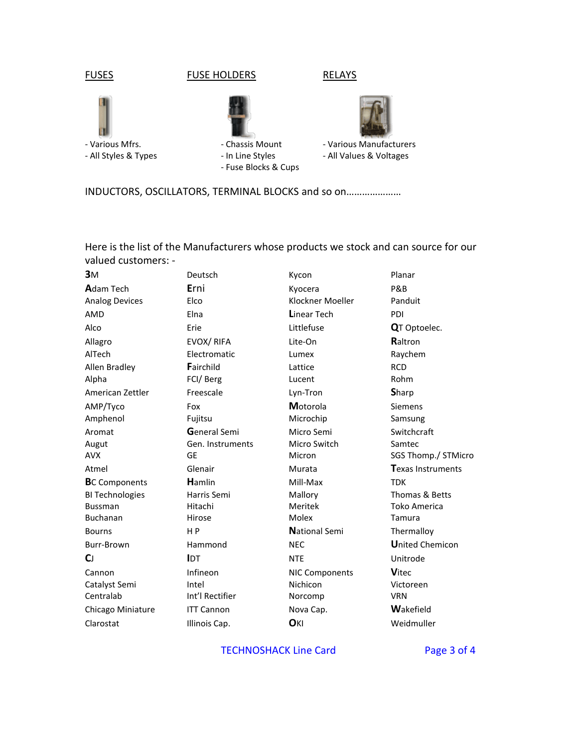<u>FUSES</u>

- Various Mfrs.
- All Styles & Types

<u>FUSE HOLDERS</u>

- Chassis Mount
- In Line Styles
- Fuse Blocks & Cups

<u>RELAYS</u>

- Various Manufacturers
- All Values & Voltages

INDUCTORS, OSCILLATORS, TERMINAL BLOCKS and so on…………………

Here is the list of the Manufacturers whose products we stock and can source for our valued customers: -

| | | | |
|---|---|---|---|
| **3**M | Deutsch | Kycon | Planar |
| **A**dam Tech | **E**rni | Kyocera | P&B |
| Analog Devices | Elco | Klockner Moeller | Panduit |
| AMD | Elna | **L**inear Tech | PDI |
| Alco | Erie | Littlefuse | **Q**T Optoelec. |
| Allagro | EVOX/ RIFA | Lite-On | **R**altron |
| AlTech | Electromatic | Lumex | Raychem |
| Allen Bradley | **F**airchild | Lattice | RCD |
| Alpha | FCI/ Berg | Lucent | Rohm |
| American Zettler | Freescale | Lyn-Tron | **S**harp |
| AMP/Tyco | Fox | **M**otorola | Siemens |
| Amphenol | Fujitsu | Microchip | Samsung |
| Aromat | **G**eneral Semi | Micro Semi | Switchcraft |
| Augut | Gen. Instruments | Micro Switch | Samtec |
| AVX | GE | Micron | SGS Thomp./ STMicro |
| Atmel | Glenair | Murata | **T**exas Instruments |
| **B**C Components | **H**amlin | Mill-Max | TDK |
| BI Technologies | Harris Semi | Mallory | Thomas & Betts |
| Bussman | Hitachi | Meritek | Toko America |
| Buchanan | Hirose | Molex | Tamura |
| Bourns | H P | **N**ational Semi | Thermalloy |
| Burr-Brown | Hammond | NEC | **U**nited Chemicon |
| **C**J | **I**DT | NTE | Unitrode |
| Cannon | Infineon | NIC Components | **V**itec |
| Catalyst Semi | Intel | Nichicon | Victoreen |
| Centralab | Int'l Rectifier | Norcomp | VRN |
| Chicago Miniature | ITT Cannon | Nova Cap. | **W**akefield |
| Clarostat | Illinois Cap. | **O**KI | Weidmuller |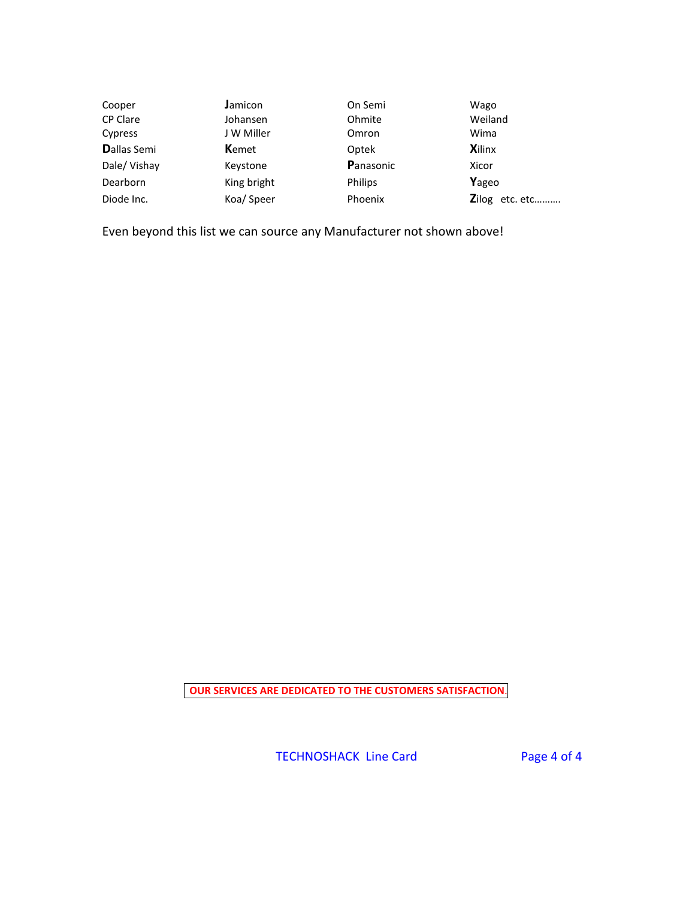| | | | |
|---|---|---|---|
| Cooper | **J**amicon | On Semi | Wago |
| CP Clare | Johansen | Ohmite | Weiland |
| Cypress | J W Miller | Omron | Wima |
| **D**allas Semi | **K**emet | Optek | **X**ilinx |
| Dale/ Vishay | Keystone | **P**anasonic | Xicor |
| Dearborn | King bright | Philips | **Y**ageo |
| Diode Inc. | Koa/ Speer | Phoenix | **Z**ilog etc. etc………. |

Even beyond this list we can source any Manufacturer not shown above!

**OUR SERVICES ARE DEDICATED TO THE CUSTOMERS SATISFACTION.**

TECHNOSHACK Line Card